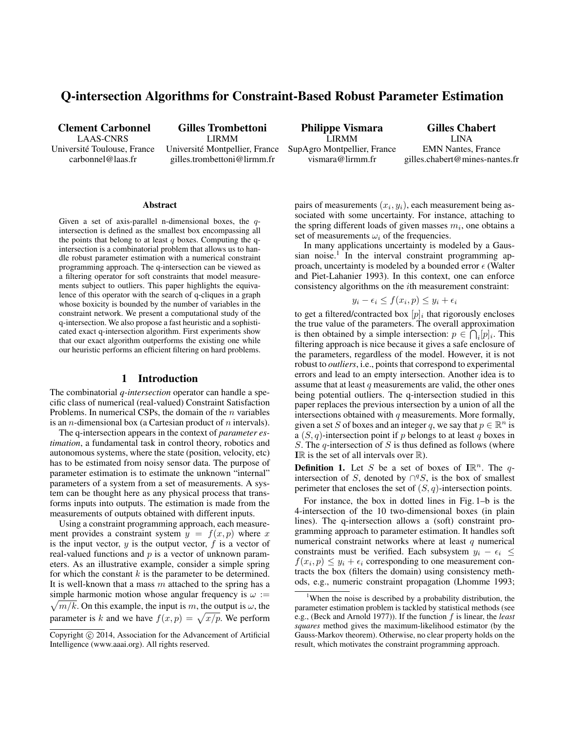# Q-intersection Algorithms for Constraint-Based Robust Parameter Estimation

**Clement Carbonnel**
LAAS-CNRS
Université Toulouse, France
carbonnel@laas.fr

**Gilles Trombettoni**
LIRMM
Université Montpellier, France
gilles.trombettoni@lirmm.fr

**Philippe Vismara**
LIRMM
SupAgro Montpellier, France
vismara@lirmm.fr

**Gilles Chabert**
LINA
EMN Nantes, France
gilles.chabert@mines-nantes.fr

### Abstract

Given a set of axis-parallel n-dimensional boxes, the $q$-intersection is defined as the smallest box encompassing all the points that belong to at least $q$ boxes. Computing the q-intersection is a combinatorial problem that allows us to handle robust parameter estimation with a numerical constraint programming approach. The q-intersection can be viewed as a filtering operator for soft constraints that model measurements subject to outliers. This paper highlights the equivalence of this operator with the search of q-cliques in a graph whose boxicity is bounded by the number of variables in the constraint network. We present a computational study of the q-intersection. We also propose a fast heuristic and a sophisticated exact q-intersection algorithm. First experiments show that our exact algorithm outperforms the existing one while our heuristic performs an efficient filtering on hard problems.

## 1 Introduction

The combinatorial *q-intersection* operator can handle a specific class of numerical (real-valued) Constraint Satisfaction Problems. In numerical CSPs, the domain of the $n$ variables is an $n$-dimensional box (a Cartesian product of $n$ intervals).

The q-intersection appears in the context of *parameter estimation*, a fundamental task in control theory, robotics and autonomous systems, where the state (position, velocity, etc) has to be estimated from noisy sensor data. The purpose of parameter estimation is to estimate the unknown "internal" parameters of a system from a set of measurements. A system can be thought here as any physical process that transforms inputs into outputs. The estimation is made from the measurements of outputs obtained with different inputs.

Using a constraint programming approach, each measurement provides a constraint system $y = f(x, p)$ where $x$ is the input vector, $y$ is the output vector, $f$ is a vector of real-valued functions and $p$ is a vector of unknown parameters. As an illustrative example, consider a simple spring for which the constant $k$ is the parameter to be determined. It is well-known that a mass $m$ attached to the spring has a simple harmonic motion whose angular frequency is $\omega := \sqrt{m/k}$. On this example, the input is $m$, the output is $\omega$, the parameter is $k$ and we have $f(x, p) = \sqrt{x/p}$. We perform pairs of measurements $(x_i, y_i)$, each measurement being associated with some uncertainty. For instance, attaching to the spring different loads of given masses $m_i$, one obtains a set of measurements $\omega_i$ of the frequencies.

In many applications uncertainty is modeled by a Gaussian noise.[1] In the interval constraint programming approach, uncertainty is modeled by a bounded error $\epsilon$ (Walter and Piet-Lahanier 1993). In this context, one can enforce consistency algorithms on the $i$th measurement constraint:

$$y_i - \epsilon_i \leq f(x_i, p) \leq y_i + \epsilon_i$$

to get a filtered/contracted box $[p]_i$ that rigorously encloses the true value of the parameters. The overall approximation is then obtained by a simple intersection: $p \in \bigcap_i [p]_i$. This filtering approach is nice because it gives a safe enclosure of the parameters, regardless of the model. However, it is not robust to *outliers*, i.e., points that correspond to experimental errors and lead to an empty intersection. Another idea is to assume that at least $q$ measurements are valid, the other ones being potential outliers. The q-intersection studied in this paper replaces the previous intersection by a union of all the intersections obtained with $q$ measurements. More formally, given a set $S$ of boxes and an integer $q$, we say that $p \in \mathbb{R}^n$ is a $(S, q)$-intersection point if $p$ belongs to at least $q$ boxes in $S$. The $q$-intersection of $S$ is thus defined as follows (where $\mathbb{IR}$ is the set of all intervals over $\mathbb{R}$).

**Definition 1.** Let $S$ be a set of boxes of $\mathbb{IR}^n$. The $q$-intersection of $S$, denoted by $\cap^q S$, is the box of smallest perimeter that encloses the set of $(S, q)$-intersection points.

For instance, the box in dotted lines in Fig. 1–b is the 4-intersection of the 10 two-dimensional boxes (in plain lines). The q-intersection allows a (soft) constraint programming approach to parameter estimation. It handles soft numerical constraint networks where at least $q$ numerical constraints must be verified. Each subsystem $y_i - \epsilon_i \leq f(x_i, p) \leq y_i + \epsilon_i$ corresponding to one measurement contracts the box (filters the domain) using consistency methods, e.g., numeric constraint propagation (Lhomme 1993;

[1] When the noise is described by a probability distribution, the parameter estimation problem is tackled by statistical methods (see e.g., (Beck and Arnold 1977)). If the function $f$ is linear, the *least squares* method gives the maximum-likelihood estimator (by the Gauss-Markov theorem). Otherwise, no clear property holds on the result, which motivates the constraint programming approach.

Copyright © 2014, Association for the Advancement of Artificial Intelligence (www.aaai.org). All rights reserved.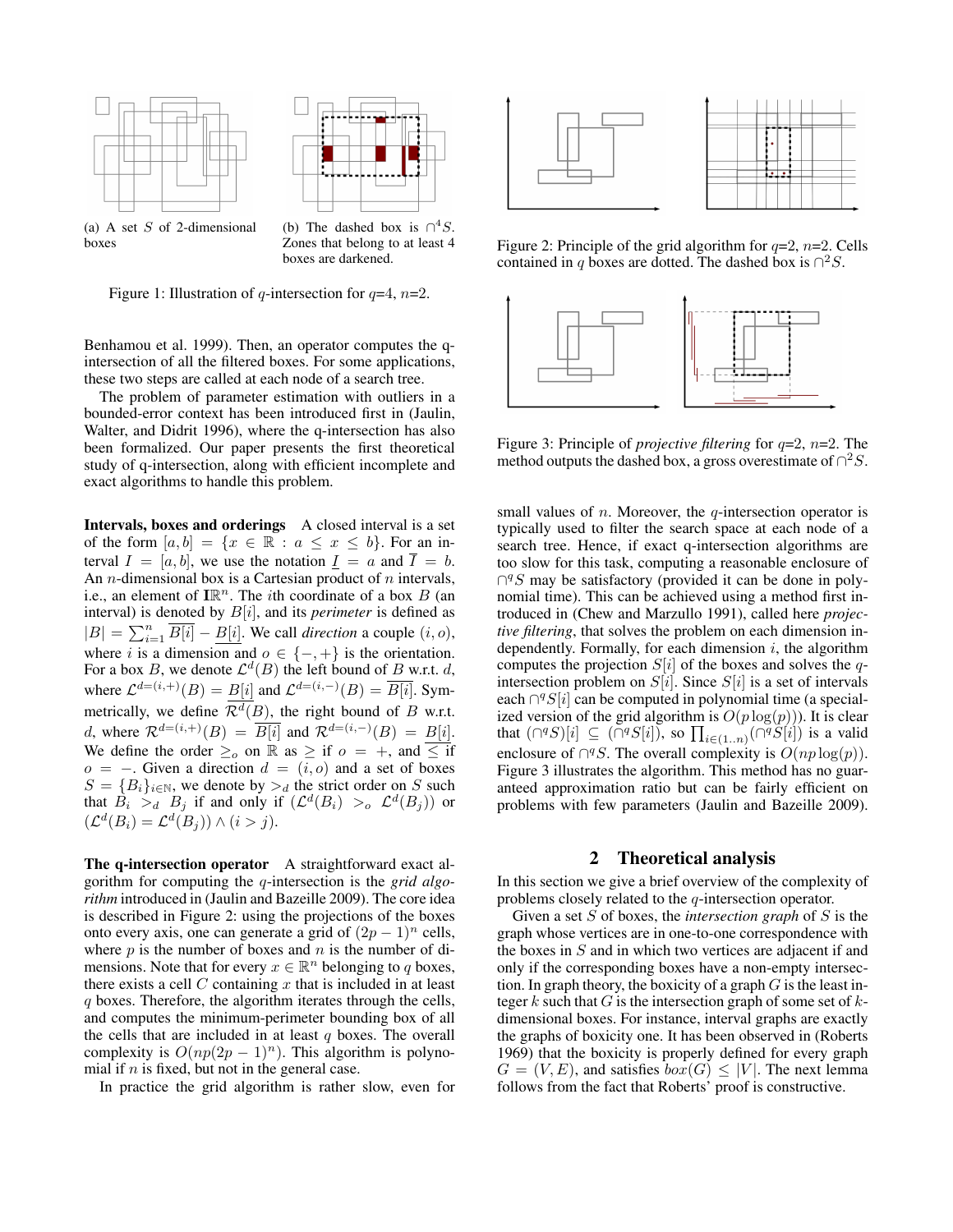(a) A set $S$ of 2-dimensional boxes

(b) The dashed box is $\cap^4 S$. Zones that belong to at least 4 boxes are darkened.

Figure 1: Illustration of $q$-intersection for $q$=4, $n$=2.

Benhamou et al. 1999). Then, an operator computes the q-intersection of all the filtered boxes. For some applications, these two steps are called at each node of a search tree.

The problem of parameter estimation with outliers in a bounded-error context has been introduced first in (Jaulin, Walter, and Didrit 1996), where the q-intersection has also been formalized. Our paper presents the first theoretical study of q-intersection, along with efficient incomplete and exact algorithms to handle this problem.

**Intervals, boxes and orderings** A closed interval is a set of the form $[a,b] = \{x \in \mathbb{R} : a \leq x \leq b\}$. For an interval $I = [a,b]$, we use the notation $\underline{I} = a$ and $\overline{I} = b$. An $n$-dimensional box is a Cartesian product of $n$ intervals, i.e., an element of $\mathbb{IR}^n$. The $i$th coordinate of a box $B$ (an interval) is denoted by $B[i]$, and its *perimeter* is defined as $|B| = \sum_{i=1}^{n} \overline{B[i]} - \underline{B[i]}$. We call *direction* a couple $(i, o)$, where $i$ is a dimension and $o \in \{-,+\}$ is the orientation. For a box $B$, we denote $\mathcal{L}^d(B)$ the left bound of $B$ w.r.t. $d$, where $\mathcal{L}^{d=(i,+)}(B) = \underline{B[i]}$ and $\mathcal{L}^{d=(i,-)}(B) = \overline{B[i]}$. Symmetrically, we define $\mathcal{R}^d(B)$, the right bound of $B$ w.r.t. $d$, where $\mathcal{R}^{d=(i,+)}(B) = \overline{B[i]}$ and $\mathcal{R}^{d=(i,-)}(B) = \underline{B[i]}$. We define the order $\geq_o$ on $\mathbb{R}$ as $\geq$ if $o = +$, and $\leq$ if $o = -$. Given a direction $d = (i, o)$ and a set of boxes $S = \{B_i\}_{i \in \mathbb{N}}$, we denote by $>_d$ the strict order on $S$ such that $B_i >_d B_j$ if and only if $(\mathcal{L}^d(B_i) >_o \mathcal{L}^d(B_j))$ or $(\mathcal{L}^d(B_i) = \mathcal{L}^d(B_j)) \wedge (i > j)$.

**The q-intersection operator** A straightforward exact algorithm for computing the $q$-intersection is the *grid algorithm* introduced in (Jaulin and Bazeille 2009). The core idea is described in Figure 2: using the projections of the boxes onto every axis, one can generate a grid of $(2p-1)^n$ cells, where $p$ is the number of boxes and $n$ is the number of dimensions. Note that for every $x \in \mathbb{R}^n$ belonging to $q$ boxes, there exists a cell $C$ containing $x$ that is included in at least $q$ boxes. Therefore, the algorithm iterates through the cells, and computes the minimum-perimeter bounding box of all the cells that are included in at least $q$ boxes. The overall complexity is $O(np(2p-1)^n)$. This algorithm is polynomial if $n$ is fixed, but not in the general case.

In practice the grid algorithm is rather slow, even for small values of $n$. Moreover, the $q$-intersection operator is typically used to filter the search space at each node of a search tree. Hence, if exact q-intersection algorithms are too slow for this task, computing a reasonable enclosure of $\cap^q S$ may be satisfactory (provided it can be done in polynomial time). This can be achieved using a method first introduced in (Chew and Marzullo 1991), called here *projective filtering*, that solves the problem on each dimension independently. Formally, for each dimension $i$, the algorithm computes the projection $S[i]$ of the boxes and solves the $q$-intersection problem on $S[i]$. Since $S[i]$ is a set of intervals each $\cap^q S[i]$ can be computed in polynomial time (a specialized version of the grid algorithm is $O(p\log(p))$). It is clear that $(\cap^q S)[i] \subseteq (\cap^q S[i])$, so $\prod_{i \in (1..n)} (\cap^q S[i])$ is a valid enclosure of $\cap^q S$. The overall complexity is $O(np\log(p))$. Figure 3 illustrates the algorithm. This method has no guaranteed approximation ratio but can be fairly efficient on problems with few parameters (Jaulin and Bazeille 2009).

Figure 2: Principle of the grid algorithm for $q$=2, $n$=2. Cells contained in $q$ boxes are dotted. The dashed box is $\cap^2 S$.

Figure 3: Principle of *projective filtering* for $q$=2, $n$=2. The method outputs the dashed box, a gross overestimate of $\cap^2 S$.

## 2 Theoretical analysis

In this section we give a brief overview of the complexity of problems closely related to the $q$-intersection operator.

Given a set $S$ of boxes, the *intersection graph* of $S$ is the graph whose vertices are in one-to-one correspondence with the boxes in $S$ and in which two vertices are adjacent if and only if the corresponding boxes have a non-empty intersection. In graph theory, the boxicity of a graph $G$ is the least integer $k$ such that $G$ is the intersection graph of some set of $k$-dimensional boxes. For instance, interval graphs are exactly the graphs of boxicity one. It has been observed in (Roberts 1969) that the boxicity is properly defined for every graph $G = (V, E)$, and satisfies $box(G) \leq |V|$. The next lemma follows from the fact that Roberts' proof is constructive.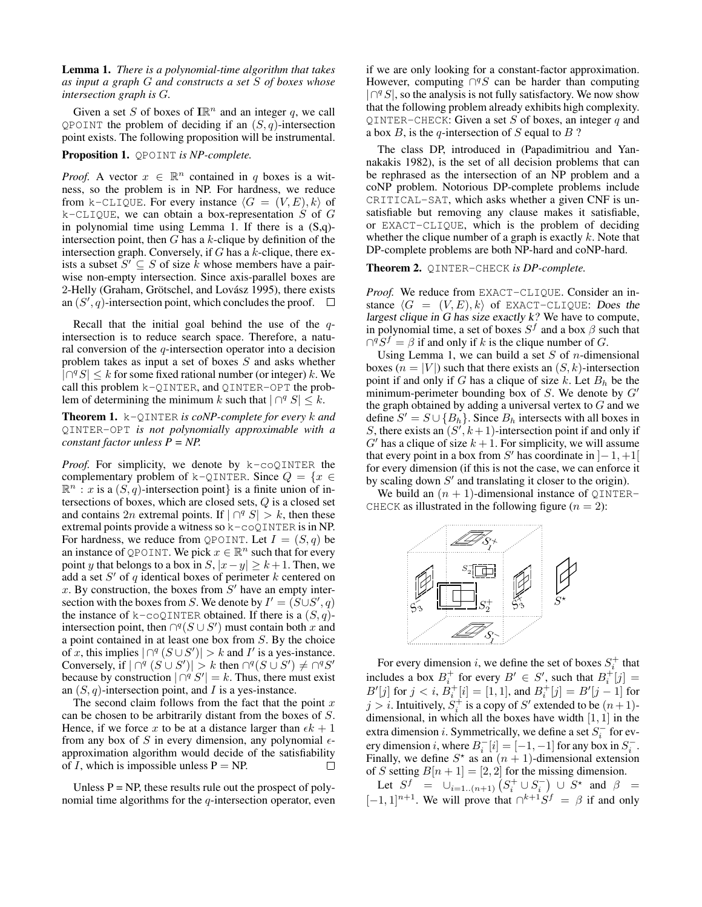**Lemma 1.** *There is a polynomial-time algorithm that takes as input a graph $G$ and constructs a set $S$ of boxes whose intersection graph is $G$.*

Given a set $S$ of boxes of $\mathbb{IR}^n$ and an integer $q$, we call QPOINT the problem of deciding if an $(S, q)$-intersection point exists. The following proposition will be instrumental.

**Proposition 1.** *QPOINT is NP-complete.*

*Proof.* A vector $x \in \mathbb{R}^n$ contained in $q$ boxes is a witness, so the problem is in NP. For hardness, we reduce from k-CLIQUE. For every instance $\langle G = (V, E), k\rangle$ of k-CLIQUE, we can obtain a box-representation $S$ of $G$ in polynomial time using Lemma 1. If there is a (S,q)-intersection point, then $G$ has a $k$-clique by definition of the intersection graph. Conversely, if $G$ has a $k$-clique, there exists a subset $S' \subseteq S$ of size $k$ whose members have a pairwise non-empty intersection. Since axis-parallel boxes are 2-Helly (Graham, Grötschel, and Lovász 1995), there exists an $(S', q)$-intersection point, which concludes the proof. $\square$

Recall that the initial goal behind the use of the $q$-intersection is to reduce search space. Therefore, a natural conversion of the $q$-intersection operator into a decision problem takes as input a set of boxes $S$ and asks whether $|\cap^q S| \leq k$ for some fixed rational number (or integer) $k$. We call this problem k-QINTER, and QINTER-OPT the problem of determining the minimum $k$ such that $|\cap^q S| \leq k$.

**Theorem 1.** *k-QINTER is coNP-complete for every $k$ and QINTER-OPT is not polynomially approximable with a constant factor unless P = NP.*

*Proof.* For simplicity, we denote by k-coQINTER the complementary problem of k-QINTER. Since $Q = \{x \in \mathbb{R}^n : x \text{ is a } (S, q)\text{-intersection point}\}$ is a finite union of intersections of boxes, which are closed sets, $Q$ is a closed set and contains $2n$ extremal points. If $|\cap^q S| > k$, then these extremal points provide a witness so k-coQINTER is in NP. For hardness, we reduce from QPOINT. Let $I = (S, q)$ be an instance of QPOINT. We pick $x \in \mathbb{R}^n$ such that for every point $y$ that belongs to a box in $S$, $|x - y| \geq k + 1$. Then, we add a set $S'$ of $q$ identical boxes of perimeter $k$ centered on $x$. By construction, the boxes from $S'$ have an empty intersection with the boxes from $S$. We denote by $I' = (S \cup S', q)$ the instance of k-coQINTER obtained. If there is a $(S, q)$-intersection point, then $\cap^q (S \cup S')$ must contain both $x$ and a point contained in at least one box from $S$. By the choice of $x$, this implies $|\cap^q (S \cup S')| > k$ and $I'$ is a yes-instance. Conversely, if $|\cap^q (S \cup S')| > k$ then $\cap^q (S \cup S') \neq \cap^q S'$ because by construction $|\cap^q S'| = k$. Thus, there must exist an $(S, q)$-intersection point, and $I$ is a yes-instance.

The second claim follows from the fact that the point $x$ can be chosen to be arbitrarily distant from the boxes of $S$. Hence, if we force $x$ to be at a distance larger than $\epsilon k + 1$ from any box of $S$ in every dimension, any polynomial $\epsilon$-approximation algorithm would decide of the satisfiability of $I$, which is impossible unless P = NP. $\square$

Unless P = NP, these results rule out the prospect of polynomial time algorithms for the $q$-intersection operator, even if we are only looking for a constant-factor approximation. However, computing $\cap^q S$ can be harder than computing $|\cap^q S|$, so the analysis is not fully satisfactory. We now show that the following problem already exhibits high complexity. QINTER-CHECK: Given a set $S$ of boxes, an integer $q$ and a box $B$, is the $q$-intersection of $S$ equal to $B$ ?

The class DP, introduced in (Papadimitriou and Yannakakis 1982), is the set of all decision problems that can be rephrased as the intersection of an NP problem and a coNP problem. Notorious DP-complete problems include CRITICAL-SAT, which asks whether a given CNF is unsatisfiable but removing any clause makes it satisfiable, or EXACT-CLIQUE, which is the problem of deciding whether the clique number of a graph is exactly $k$. Note that DP-complete problems are both NP-hard and coNP-hard.

**Theorem 2.** *QINTER-CHECK is DP-complete.*

*Proof.* We reduce from EXACT-CLIQUE. Consider an instance $\langle G = (V, E), k\rangle$ of EXACT-CLIQUE: Does the largest clique in G has size exactly k? We have to compute, in polynomial time, a set of boxes $S^f$ and a box $\beta$ such that $\cap^q S^f = \beta$ if and only if $k$ is the clique number of $G$.

Using Lemma 1, we can build a set $S$ of $n$-dimensional boxes ($n = |V|$) such that there exists an $(S, k)$-intersection point if and only if $G$ has a clique of size $k$. Let $B_h$ be the minimum-perimeter bounding box of $S$. We denote by $G'$ the graph obtained by adding a universal vertex to $G$ and we define $S' = S \cup \{B_h\}$. Since $B_h$ intersects with all boxes in $S$, there exists an $(S', k+1)$-intersection point if and only if $G'$ has a clique of size $k + 1$. For simplicity, we will assume that every point in a box from $S'$ has coordinate in $]-1, +1[$ for every dimension (if this is not the case, we can enforce it by scaling down $S'$ and translating it closer to the origin).

We build an $(n+1)$-dimensional instance of QINTER-CHECK as illustrated in the following figure ($n = 2$):

For every dimension $i$, we define the set of boxes $S_i^+$ that includes a box $B_i^+$ for every $B' \in S'$, such that $B_i^+[j] = B'[j]$ for $j < i$, $B_i^+[i] = [1, 1]$, and $B_i^+[j] = B'[j-1]$ for $j > i$. Intuitively, $S_i^+$ is a copy of $S'$ extended to be $(n+1)$-dimensional, in which all the boxes have width $[1, 1]$ in the extra dimension $i$. Symmetrically, we define a set $S_i^-$ for every dimension $i$, where $B_i^-[i] = [-1, -1]$ for any box in $S_i^-$. Finally, we define $S^\star$ as an $(n+1)$-dimensional extension of $S$ setting $B[n+1] = [2, 2]$ for the missing dimension.

Let $S^f = \cup_{i=1..(n+1)} \left(S_i^+ \cup S_i^-\right) \cup S^\star$ and $\beta = [-1, 1]^{n+1}$. We will prove that $\cap^{k+1} S^f = \beta$ if and only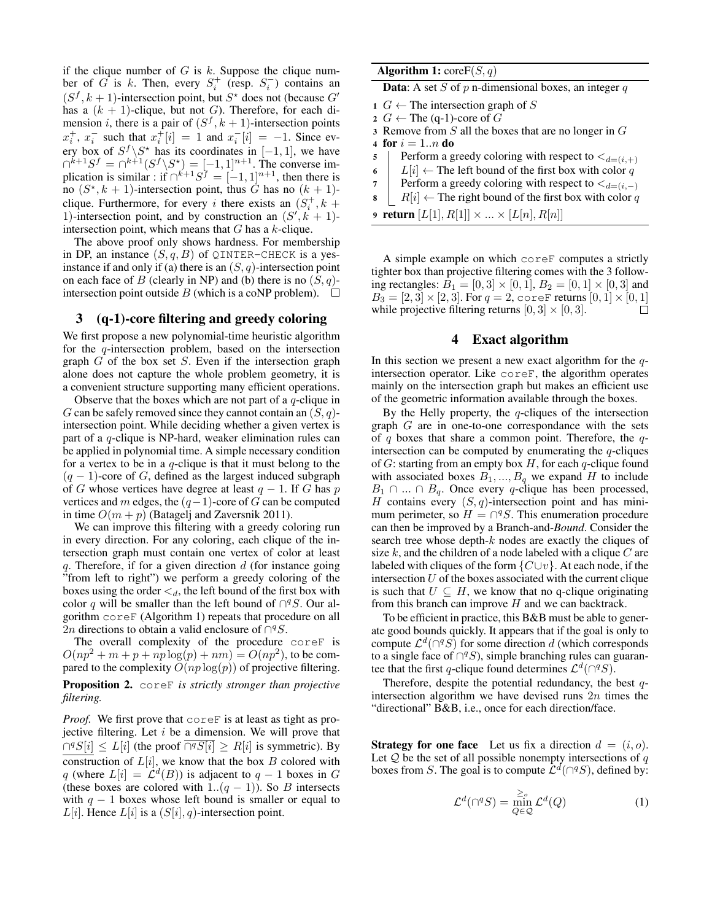if the clique number of $G$ is $k$. Suppose the clique number of $G$ is $k$. Then, every $S_i^+$ (resp. $S_i^-$) contains an $(S^f, k+1)$-intersection point, but $S^\star$ does not (because $G'$ has a $(k+1)$-clique, but not $G$). Therefore, for each dimension $i$, there is a pair of $(S^f, k+1)$-intersection points $x_i^+$, $x_i^-$ such that $x_i^+[i] = 1$ and $x_i^-[i] = -1$. Since every box of $S^f \backslash S^\star$ has its coordinates in $[-1, 1]$, we have $\cap^{k+1} S^f = \cap^{k+1}(S^f \backslash S^\star) = [-1, 1]^{n+1}$. The converse implication is similar : if $\cap^{k+1} S^f = [-1, 1]^{n+1}$, then there is no $(S^\star, k+1)$-intersection point, thus $G$ has no $(k+1)$-clique. Furthermore, for every $i$ there exists an $(S_i^+, k+1)$-intersection point, and by construction an $(S', k+1)$-intersection point, which means that $G$ has a $k$-clique.

The above proof only shows hardness. For membership in DP, an instance $(S, q, B)$ of QINTER-CHECK is a yes-instance if and only if (a) there is an $(S, q)$-intersection point on each face of $B$ (clearly in NP) and (b) there is no $(S, q)$-intersection point outside $B$ (which is a coNP problem). □

## 3 (q-1)-core filtering and greedy coloring

We first propose a new polynomial-time heuristic algorithm for the $q$-intersection problem, based on the intersection graph $G$ of the box set $S$. Even if the intersection graph alone does not capture the whole problem geometry, it is a convenient structure supporting many efficient operations.

Observe that the boxes which are not part of a $q$-clique in $G$ can be safely removed since they cannot contain an $(S, q)$-intersection point. While deciding whether a given vertex is part of a $q$-clique is NP-hard, weaker elimination rules can be applied in polynomial time. A simple necessary condition for a vertex to be in a $q$-clique is that it must belong to the $(q-1)$-core of $G$, defined as the largest induced subgraph of $G$ whose vertices have degree at least $q-1$. If $G$ has $p$ vertices and $m$ edges, the $(q-1)$-core of $G$ can be computed in time $O(m+p)$ (Batagelj and Zaversnik 2011).

We can improve this filtering with a greedy coloring run in every direction. For any coloring, each clique of the intersection graph must contain one vertex of color at least $q$. Therefore, if for a given direction $d$ (for instance going "from left to right") we perform a greedy coloring of the boxes using the order $<_d$, the left bound of the first box with color $q$ will be smaller than the left bound of $\cap^q S$. Our algorithm coreF (Algorithm 1) repeats that procedure on all $2n$ directions to obtain a valid enclosure of $\cap^q S$.

The overall complexity of the procedure coreF is $O(np^2 + m + p + np\log(p) + nm) = O(np^2)$, to be compared to the complexity $O(np\log(p))$ of projective filtering.

**Proposition 2.** *coreF is strictly stronger than projective filtering.*

*Proof.* We first prove that coreF is at least as tight as projective filtering. Let $i$ be a dimension. We will prove that $\underline{\cap^q S[i]} \le L[i]$ (the proof $\overline{\cap^q S[i]} \ge R[i]$ is symmetric). By construction of $L[i]$, we know that the box $B$ colored with $q$ (where $L[i] = \mathcal{L}^d(B)$) is adjacent to $q-1$ boxes in $G$ (these boxes are colored with $1..(q-1)$). So $B$ intersects with $q-1$ boxes whose left bound is smaller or equal to $L[i]$. Hence $L[i]$ is a $(S[i], q)$-intersection point.

**Algorithm 1:** coreF$(S, q)$

**Data**: A set $S$ of $p$ n-dimensional boxes, an integer $q$

```
1 G ← The intersection graph of S
2 G ← The (q-1)-core of G
3 Remove from S all the boxes that are no longer in G
4 for i = 1..n do
5     Perform a greedy coloring with respect to <_{d=(i,+)}
6     L[i] ← The left bound of the first box with color q
7     Perform a greedy coloring with respect to <_{d=(i,-)}
8     R[i] ← The right bound of the first box with color q
9 return [L[1], R[1]] × ... × [L[n], R[n]]
```

A simple example on which coreF computes a strictly tighter box than projective filtering comes with the 3 following rectangles: $B_1 = [0, 3] \times [0, 1]$, $B_2 = [0, 1] \times [0, 3]$ and $B_3 = [2, 3] \times [2, 3]$. For $q = 2$, coreF returns $[0, 1] \times [0, 1]$ while projective filtering returns $[0, 3] \times [0, 3]$. □

## 4 Exact algorithm

In this section we present a new exact algorithm for the $q$-intersection operator. Like coreF, the algorithm operates mainly on the intersection graph but makes an efficient use of the geometric information available through the boxes.

By the Helly property, the $q$-cliques of the intersection graph $G$ are in one-to-one correspondance with the sets of $q$ boxes that share a common point. Therefore, the $q$-intersection can be computed by enumerating the $q$-cliques of $G$: starting from an empty box $H$, for each $q$-clique found with associated boxes $B_1, ..., B_q$ we expand $H$ to include $B_1 \cap ... \cap B_q$. Once every $q$-clique has been processed, $H$ contains every $(S, q)$-intersection point and has minimum perimeter, so $H = \cap^q S$. This enumeration procedure can then be improved by a Branch-and-*Bound*. Consider the search tree whose depth-$k$ nodes are exactly the cliques of size $k$, and the children of a node labeled with a clique $C$ are labeled with cliques of the form $\{C \cup v\}$. At each node, if the intersection $U$ of the boxes associated with the current clique is such that $U \subseteq H$, we know that no q-clique originating from this branch can improve $H$ and we can backtrack.

To be efficient in practice, this B&B must be able to generate good bounds quickly. It appears that if the goal is only to compute $\mathcal{L}^d(\cap^q S)$ for some direction $d$ (which corresponds to a single face of $\cap^q S$), simple branching rules can guarantee that the first $q$-clique found determines $\mathcal{L}^d(\cap^q S)$.

Therefore, despite the potential redundancy, the best $q$-intersection algorithm we have devised runs $2n$ times the "directional" B&B, i.e., once for each direction/face.

**Strategy for one face** Let us fix a direction $d = (i, o)$. Let $\mathcal{Q}$ be the set of all possible nonempty intersections of $q$ boxes from $S$. The goal is to compute $\mathcal{L}^d(\cap^q S)$, defined by:

$$\mathcal{L}^d(\cap^q S) = \overset{\ge_o}{\min_{Q \in \mathcal{Q}}} \mathcal{L}^d(Q) \tag{1}$$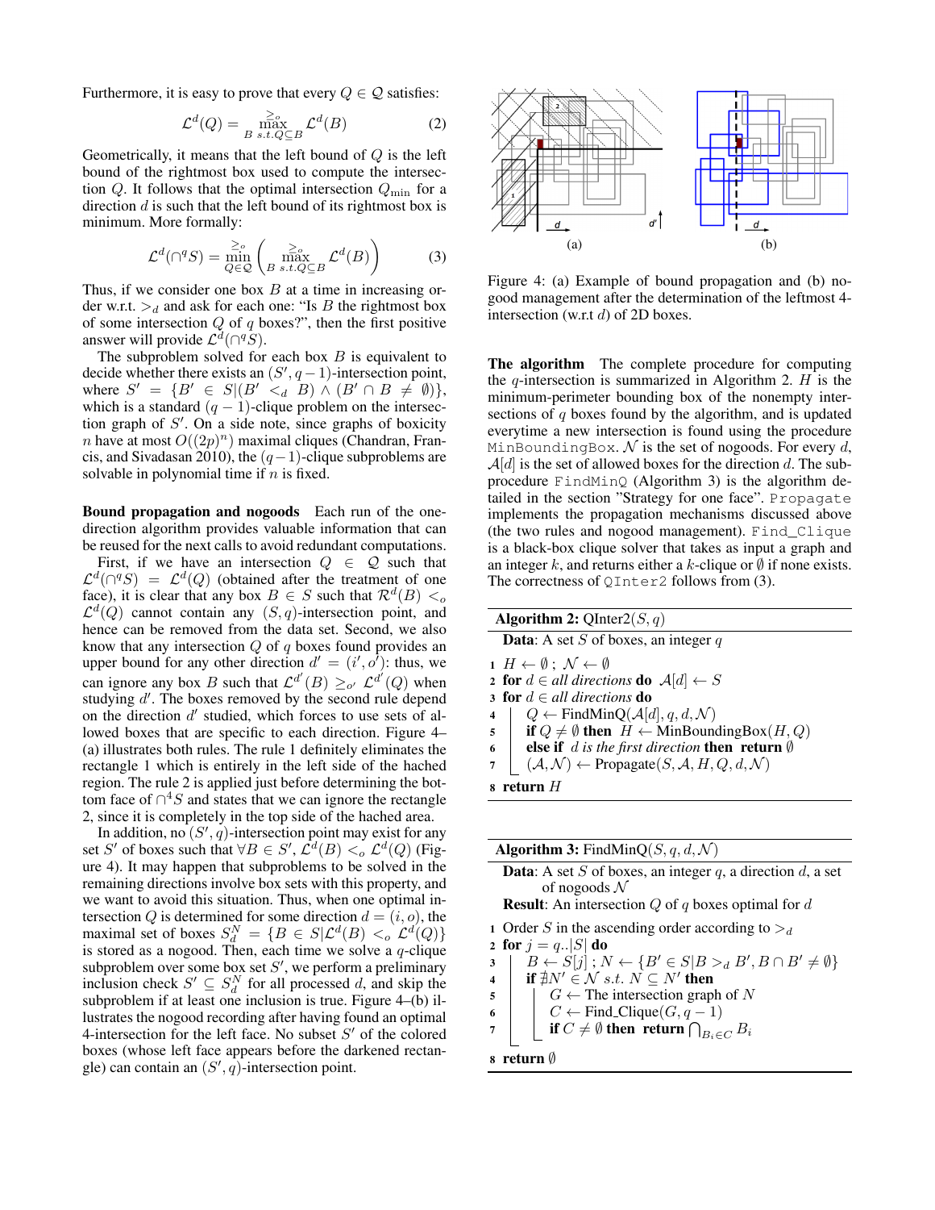Furthermore, it is easy to prove that every $Q \in \mathcal{Q}$ satisfies:

$$\mathcal{L}^d(Q) = \overset{\geq_o}{\max_{B\ s.t. Q \subseteq B}} \mathcal{L}^d(B) \quad (2)$$

Geometrically, it means that the left bound of $Q$ is the left bound of the rightmost box used to compute the intersection $Q$. It follows that the optimal intersection $Q_{\min}$ for a direction $d$ is such that the left bound of its rightmost box is minimum. More formally:

$$\mathcal{L}^d(\cap^q S) = \overset{\geq_o}{\min_{Q \in \mathcal{Q}}} \left( \overset{\geq_o}{\max_{B\ s.t. Q \subseteq B}} \mathcal{L}^d(B) \right) \quad (3)$$

Thus, if we consider one box $B$ at a time in increasing order w.r.t. $>_d$ and ask for each one: "Is $B$ the rightmost box of some intersection $Q$ of $q$ boxes?", then the first positive answer will provide $\mathcal{L}^d(\cap^q S)$.

The subproblem solved for each box $B$ is equivalent to decide whether there exists an $(S', q-1)$-intersection point, where $S' = \{B' \in S | (B' <_d B) \wedge (B' \cap B \neq \emptyset)\}$, which is a standard $(q-1)$-clique problem on the intersection graph of $S'$. On a side note, since graphs of boxicity $n$ have at most $O((2p)^n)$ maximal cliques (Chandran, Francis, and Sivadasan 2010), the $(q-1)$-clique subproblems are solvable in polynomial time if $n$ is fixed.

**Bound propagation and nogoods** Each run of the one-direction algorithm provides valuable information that can be reused for the next calls to avoid redundant computations.

First, if we have an intersection $Q \in \mathcal{Q}$ such that $\mathcal{L}^d(\cap^q S) = \mathcal{L}^d(Q)$ (obtained after the treatment of one face), it is clear that any box $B \in S$ such that $\mathcal{R}^d(B) <_o \mathcal{L}^d(Q)$ cannot contain any $(S, q)$-intersection point, and hence can be removed from the data set. Second, we also know that any intersection $Q$ of $q$ boxes found provides an upper bound for any other direction $d' = (i', o')$: thus, we can ignore any box $B$ such that $\mathcal{L}^{d'}(B) \geq_{o'} \mathcal{L}^{d'}(Q)$ when studying $d'$. The boxes removed by the second rule depend on the direction $d'$ studied, which forces to use sets of allowed boxes that are specific to each direction. Figure 4–(a) illustrates both rules. The rule 1 definitely eliminates the rectangle 1 which is entirely in the left side of the hached region. The rule 2 is applied just before determining the bottom face of $\cap^4 S$ and states that we can ignore the rectangle 2, since it is completely in the top side of the hached area.

In addition, no $(S', q)$-intersection point may exist for any set $S'$ of boxes such that $\forall B \in S'$, $\mathcal{L}^d(B) <_o \mathcal{L}^d(Q)$ (Figure 4). It may happen that subproblems to be solved in the remaining directions involve box sets with this property, and we want to avoid this situation. Thus, when one optimal intersection $Q$ is determined for some direction $d = (i, o)$, the maximal set of boxes $S_d^N = \{B \in S | \mathcal{L}^d(B) <_o \mathcal{L}^d(Q)\}$ is stored as a nogood. Then, each time we solve a $q$-clique subproblem over some box set $S'$, we perform a preliminary inclusion check $S' \subseteq S_d^N$ for all processed $d$, and skip the subproblem if at least one inclusion is true. Figure 4–(b) illustrates the nogood recording after having found an optimal 4-intersection for the left face. No subset $S'$ of the colored boxes (whose left face appears before the darkened rectangle) can contain an $(S', q)$-intersection point.

Figure 4: (a) Example of bound propagation and (b) no-good management after the determination of the leftmost 4-intersection (w.r.t $d$) of 2D boxes.

**The algorithm** The complete procedure for computing the $q$-intersection is summarized in Algorithm 2. $H$ is the minimum-perimeter bounding box of the nonempty intersections of $q$ boxes found by the algorithm, and is updated everytime a new intersection is found using the procedure `MinBoundingBox`. $\mathcal{N}$ is the set of nogoods. For every $d$, $\mathcal{A}[d]$ is the set of allowed boxes for the direction $d$. The subprocedure `FindMinQ` (Algorithm 3) is the algorithm detailed in the section "Strategy for one face". `Propagate` implements the propagation mechanisms discussed above (the two rules and nogood management). `Find_Clique` is a black-box clique solver that takes as input a graph and an integer $k$, and returns either a $k$-clique or $\emptyset$ if none exists. The correctness of `QInter2` follows from (3).

**Algorithm 2:** QInter2$(S, q)$

**Data**: A set $S$ of boxes, an integer $q$

1. $H \leftarrow \emptyset$ ; $\mathcal{N} \leftarrow \emptyset$
2. **for** $d \in$ *all directions* **do** $\mathcal{A}[d] \leftarrow S$
3. **for** $d \in$ *all directions* **do**
4. $\quad$ $Q \leftarrow$ FindMinQ$(\mathcal{A}[d], q, d, \mathcal{N})$
5. $\quad$ **if** $Q \neq \emptyset$ **then** $H \leftarrow$ MinBoundingBox$(H, Q)$
6. $\quad$ **else if** *$d$ is the first direction* **then return** $\emptyset$
7. $\quad$ $(\mathcal{A}, \mathcal{N}) \leftarrow$ Propagate$(S, \mathcal{A}, H, Q, d, \mathcal{N})$
8. **return** $H$

**Algorithm 3:** FindMinQ$(S, q, d, \mathcal{N})$

**Data**: A set $S$ of boxes, an integer $q$, a direction $d$, a set of nogoods $\mathcal{N}$

**Result**: An intersection $Q$ of $q$ boxes optimal for $d$

1. Order $S$ in the ascending order according to $>_d$
2. **for** $j = q..|S|$ **do**
3. $\quad$ $B \leftarrow S[j]$ ; $N \leftarrow \{B' \in S | B >_d B', B \cap B' \neq \emptyset\}$
4. $\quad$ **if** $\nexists N' \in \mathcal{N}$ *s.t.* $N \subseteq N'$ **then**
5. $\quad\quad$ $G \leftarrow$ The intersection graph of $N$
6. $\quad\quad$ $C \leftarrow$ Find_Clique$(G, q-1)$
7. $\quad\quad$ **if** $C \neq \emptyset$ **then return** $\bigcap_{B_i \in C} B_i$
8. **return** $\emptyset$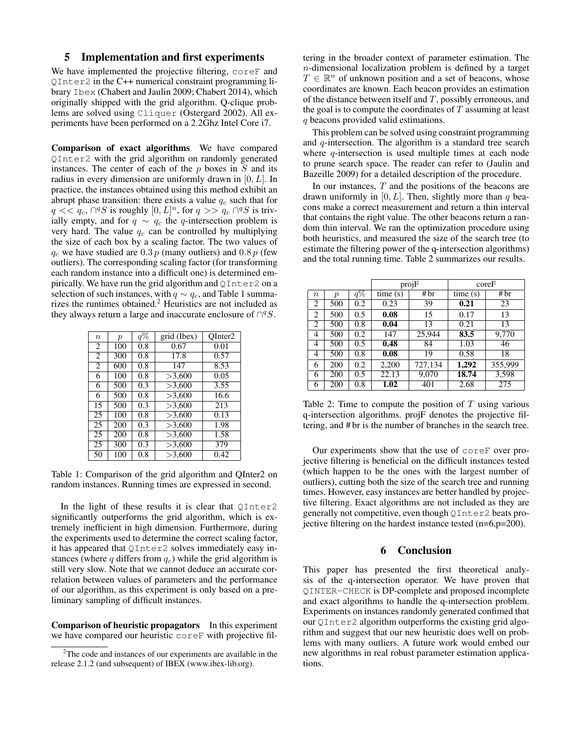## 5 Implementation and first experiments

We have implemented the projective filtering, coreF and QInter2 in the C++ numerical constraint programming library Ibex (Chabert and Jaulin 2009; Chabert 2014), which originally shipped with the grid algorithm. Q-clique problems are solved using Cliquer (Ostergard 2002). All experiments have been performed on a 2.2Ghz Intel Core i7.

**Comparison of exact algorithms** We have compared QInter2 with the grid algorithm on randomly generated instances. The center of each of the $p$ boxes in $S$ and its radius in every dimension are uniformly drawn in $[0, L]$. In practice, the instances obtained using this method exhibit an abrupt phase transition: there exists a value $q_c$ such that for $q << q_c$, $\cap^q S$ is roughly $[0, L]^n$, for $q >> q_c$ $\cap^q S$ is trivially empty, and for $q \sim q_c$ the $q$-intersection problem is very hard. The value $q_c$ can be controlled by multiplying the size of each box by a scaling factor. The two values of $q_c$ we have studied are $0.3\,p$ (many outliers) and $0.8\,p$ (few outliers). The corresponding scaling factor (for transforming each random instance into a difficult one) is determined empirically. We have run the grid algorithm and QInter2 on a selection of such instances, with $q \sim q_c$, and Table 1 summarizes the runtimes obtained.[2] Heuristics are not included as they always return a large and inaccurate enclosure of $\cap^q S$.

| $n$ | $p$ | $q\%$ | grid (Ibex) | QInter2 |
|---|---|---|---|---|
| 2 | 100 | 0.8 | 0.67 | 0.01 |
| 2 | 300 | 0.8 | 17.8 | 0.57 |
| 2 | 600 | 0.8 | 147 | 8.53 |
| 6 | 100 | 0.8 | >3,600 | 0.05 |
| 6 | 500 | 0.3 | >3,600 | 3.55 |
| 6 | 500 | 0.8 | >3,600 | 16.6 |
| 15 | 500 | 0.3 | >3,600 | 213 |
| 25 | 100 | 0.8 | >3,600 | 0.13 |
| 25 | 200 | 0.3 | >3,600 | 1.98 |
| 25 | 200 | 0.8 | >3,600 | 1.58 |
| 25 | 300 | 0.3 | >3,600 | 379 |
| 50 | 100 | 0.8 | >3,600 | 0.42 |

Table 1: Comparison of the grid algorithm and QInter2 on random instances. Running times are expressed in second.

In the light of these results it is clear that QInter2 significantly outperforms the grid algorithm, which is extremely inefficient in high dimension. Furthermore, during the experiments used to determine the correct scaling factor, it has appeared that QInter2 solves immediately easy instances (where $q$ differs from $q_c$) while the grid algorithm is still very slow. Note that we cannot deduce an accurate correlation between values of parameters and the performance of our algorithm, as this experiment is only based on a preliminary sampling of difficult instances.

**Comparison of heuristic propagators** In this experiment we have compared our heuristic coreF with projective filtering in the broader context of parameter estimation. The $n$-dimensional localization problem is defined by a target $T \in \mathbb{R}^n$ of unknown position and a set of beacons, whose coordinates are known. Each beacon provides an estimation of the distance between itself and $T$, possibly erroneous, and the goal is to compute the coordinates of $T$ assuming at least $q$ beacons provided valid estimations.

This problem can be solved using constraint programming and $q$-intersection. The algorithm is a standard tree search where $q$-intersection is used multiple times at each node to prune search space. The reader can refer to (Jaulin and Bazeille 2009) for a detailed description of the procedure.

In our instances, $T$ and the positions of the beacons are drawn uniformly in $[0, L]$. Then, slightly more than $q$ beacons make a correct measurement and return a thin interval that contains the right value. The other beacons return a random thin interval. We ran the optimization procedure using both heuristics, and measured the size of the search tree (to estimate the filtering power of the q-intersection algorithms) and the total running time. Table 2 summarizes our results.

| | | | projF | | coreF | |
|---|---|---|---|---|---|---|
| $n$ | $p$ | $q\%$ | time (s) | # br | time (s) | # br |
| 2 | 500 | 0.2 | 0.23 | 39 | **0.21** | 23 |
| 2 | 500 | 0.5 | **0.08** | 15 | 0.17 | 13 |
| 2 | 500 | 0.8 | **0.04** | 13 | 0.21 | 13 |
| 4 | 500 | 0.2 | 147 | 25,944 | **83.5** | 9,770 |
| 4 | 500 | 0.5 | **0.48** | 84 | 1.03 | 46 |
| 4 | 500 | 0.8 | **0.08** | 19 | 0.58 | 18 |
| 6 | 200 | 0.2 | 2,200 | 727,134 | **1,292** | 355,999 |
| 6 | 200 | 0.5 | 22.13 | 9,070 | **18.74** | 3,598 |
| 6 | 200 | 0.8 | **1.02** | 401 | 2.68 | 275 |

Table 2: Time to compute the position of $T$ using various q-intersection algorithms. projF denotes the projective filtering, and # br is the number of branches in the search tree.

Our experiments show that the use of coreF over projective filtering is beneficial on the difficult instances tested (which happen to be the ones with the largest number of outliers), cutting both the size of the search tree and running times. However, easy instances are better handled by projective filtering. Exact algorithms are not included as they are generally not competitive, even though QInter2 beats projective filtering on the hardest instance tested (n=6,p=200).

## 6 Conclusion

This paper has presented the first theoretical analysis of the q-intersection operator. We have proven that QINTER-CHECK is DP-complete and proposed incomplete and exact algorithms to handle the q-intersection problem. Experiments on instances randomly generated confimed that our QInter2 algorithm outperforms the existing grid algorithm and suggest that our new heuristic does well on problems with many outliers. A future work would embed our new algorithms in real robust parameter estimation applications.

[2] The code and instances of our experiments are available in the release 2.1.2 (and subsequent) of IBEX (www.ibex-lib.org).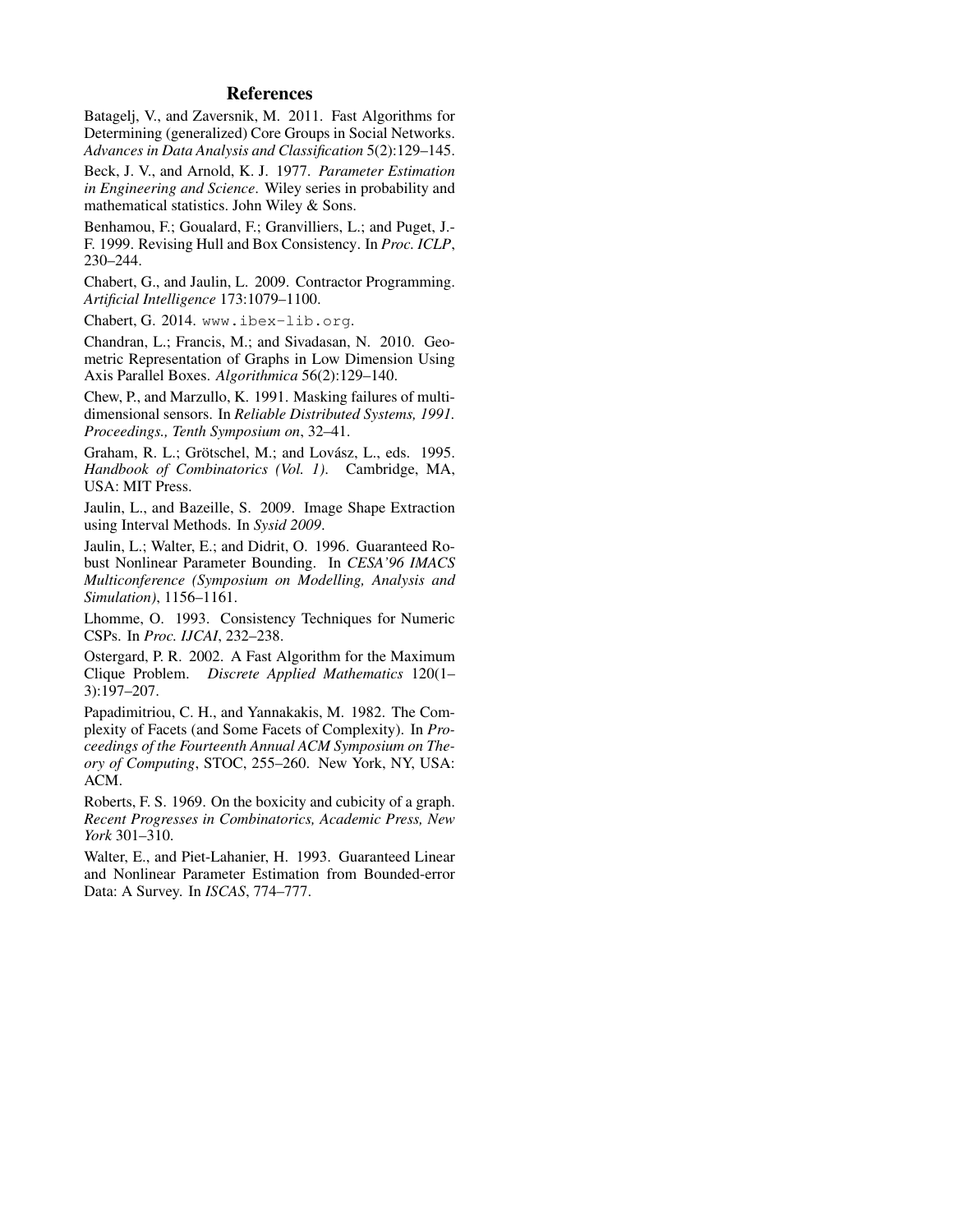## References

Batagelj, V., and Zaversnik, M. 2011. Fast Algorithms for Determining (generalized) Core Groups in Social Networks. *Advances in Data Analysis and Classification* 5(2):129–145.

Beck, J. V., and Arnold, K. J. 1977. *Parameter Estimation in Engineering and Science*. Wiley series in probability and mathematical statistics. John Wiley & Sons.

Benhamou, F.; Goualard, F.; Granvilliers, L.; and Puget, J.-F. 1999. Revising Hull and Box Consistency. In *Proc. ICLP*, 230–244.

Chabert, G., and Jaulin, L. 2009. Contractor Programming. *Artificial Intelligence* 173:1079–1100.

Chabert, G. 2014. `www.ibex-lib.org`.

Chandran, L.; Francis, M.; and Sivadasan, N. 2010. Geometric Representation of Graphs in Low Dimension Using Axis Parallel Boxes. *Algorithmica* 56(2):129–140.

Chew, P., and Marzullo, K. 1991. Masking failures of multidimensional sensors. In *Reliable Distributed Systems, 1991. Proceedings., Tenth Symposium on*, 32–41.

Graham, R. L.; Grötschel, M.; and Lovász, L., eds. 1995. *Handbook of Combinatorics (Vol. 1)*. Cambridge, MA, USA: MIT Press.

Jaulin, L., and Bazeille, S. 2009. Image Shape Extraction using Interval Methods. In *Sysid 2009*.

Jaulin, L.; Walter, E.; and Didrit, O. 1996. Guaranteed Robust Nonlinear Parameter Bounding. In *CESA'96 IMACS Multiconference (Symposium on Modelling, Analysis and Simulation)*, 1156–1161.

Lhomme, O. 1993. Consistency Techniques for Numeric CSPs. In *Proc. IJCAI*, 232–238.

Ostergard, P. R. 2002. A Fast Algorithm for the Maximum Clique Problem. *Discrete Applied Mathematics* 120(1–3):197–207.

Papadimitriou, C. H., and Yannakakis, M. 1982. The Complexity of Facets (and Some Facets of Complexity). In *Proceedings of the Fourteenth Annual ACM Symposium on Theory of Computing*, STOC, 255–260. New York, NY, USA: ACM.

Roberts, F. S. 1969. On the boxicity and cubicity of a graph. *Recent Progresses in Combinatorics, Academic Press, New York* 301–310.

Walter, E., and Piet-Lahanier, H. 1993. Guaranteed Linear and Nonlinear Parameter Estimation from Bounded-error Data: A Survey. In *ISCAS*, 774–777.